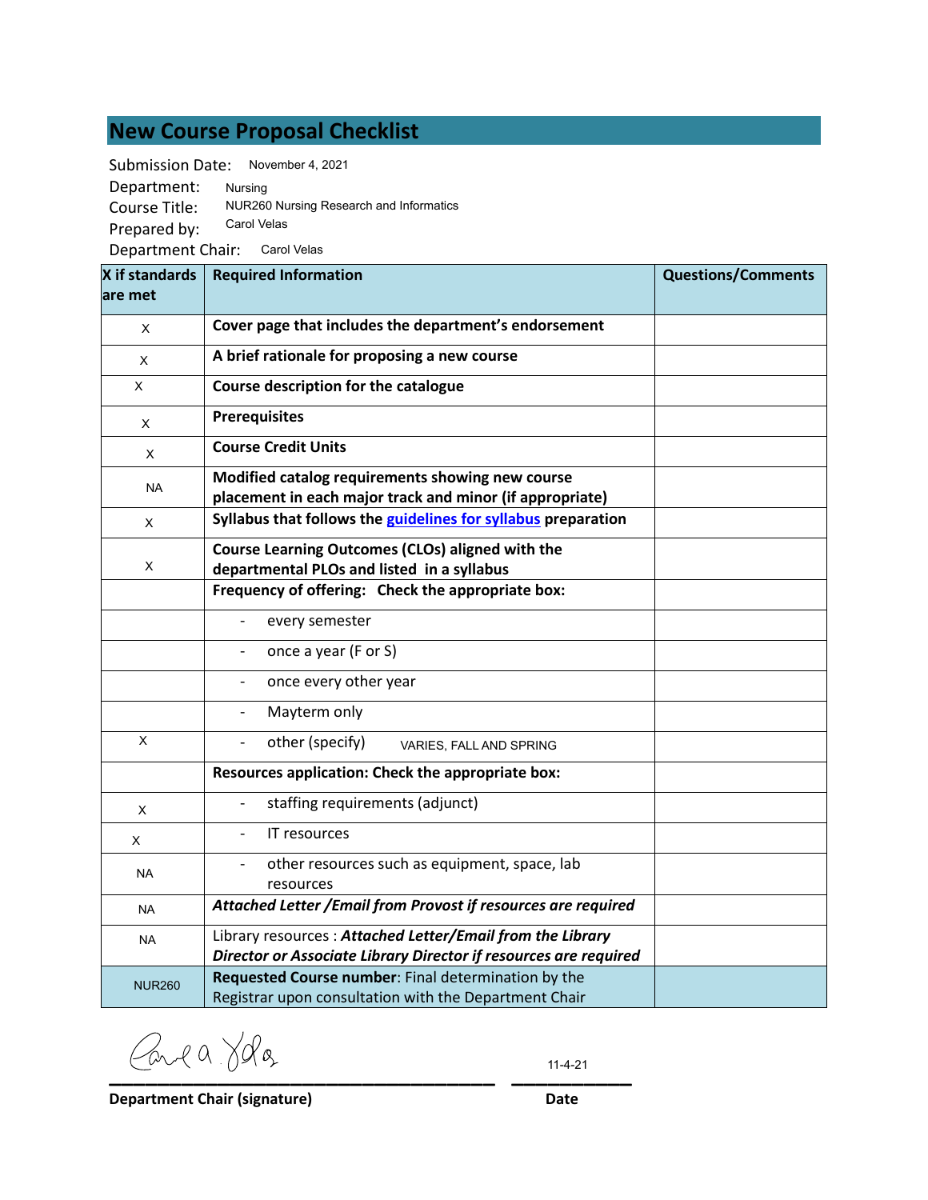# New Course Proposal Checklist

Submission Date: November 4, 2021

Department: Nursing

Course Title: NUR260 Nursing Research and Informatics

Prepared by: Carol Velas

Department Chair: Carol Velas

| X if standards are met | Required Information | Questions/Comments |
|---|---|---|
| X | **Cover page that includes the department's endorsement** | |
| X | **A brief rationale for proposing a new course** | |
| X | **Course description for the catalogue** | |
| X | **Prerequisites** | |
| X | **Course Credit Units** | |
| NA | **Modified catalog requirements showing new course placement in each major track and minor (if appropriate)** | |
| X | **Syllabus that follows the guidelines for syllabus preparation** | |
| X | **Course Learning Outcomes (CLOs) aligned with the departmental PLOs and listed in a syllabus** | |
| | **Frequency of offering: Check the appropriate box:** | |
| | - every semester | |
| | - once a year (F or S) | |
| | - once every other year | |
| | - Mayterm only | |
| X | - other (specify) VARIES, FALL AND SPRING | |
| | **Resources application: Check the appropriate box:** | |
| X | - staffing requirements (adjunct) | |
| X | - IT resources | |
| NA | - other resources such as equipment, space, lab resources | |
| NA | ***Attached Letter /Email from Provost if resources are required*** | |
| NA | Library resources : ***Attached Letter/Email from the Library Director or Associate Library Director if resources are required*** | |
| NUR260 | **Requested Course number**: Final determination by the Registrar upon consultation with the Department Chair | |

Carol A. Velas 11-4-21

**Department Chair (signature)** **Date**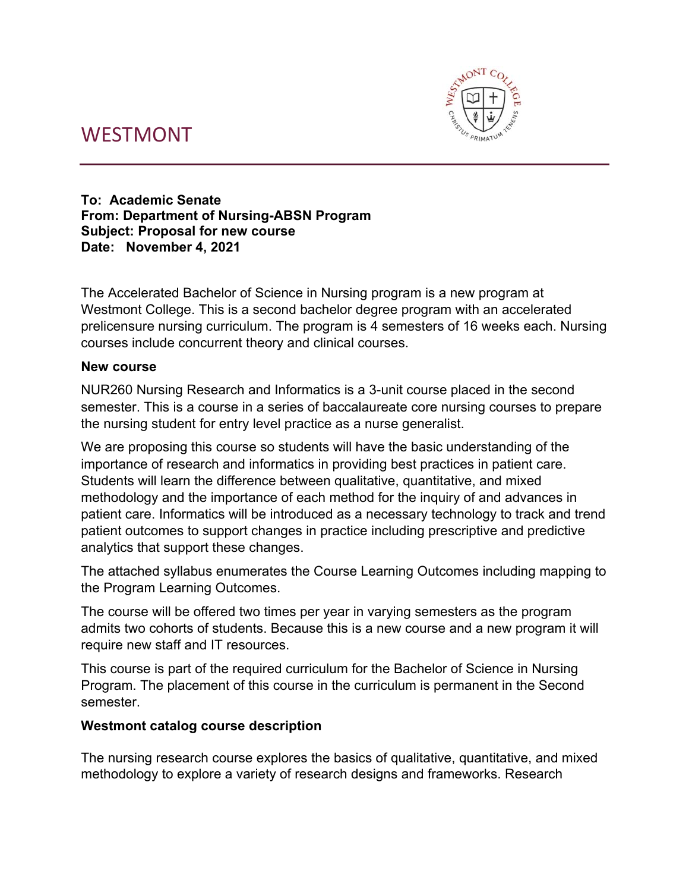# WESTMONT

**To: Academic Senate**
**From: Department of Nursing-ABSN Program**
**Subject: Proposal for new course**
**Date: November 4, 2021**

The Accelerated Bachelor of Science in Nursing program is a new program at Westmont College. This is a second bachelor degree program with an accelerated prelicensure nursing curriculum. The program is 4 semesters of 16 weeks each. Nursing courses include concurrent theory and clinical courses.

**New course**

NUR260 Nursing Research and Informatics is a 3-unit course placed in the second semester. This is a course in a series of baccalaureate core nursing courses to prepare the nursing student for entry level practice as a nurse generalist.

We are proposing this course so students will have the basic understanding of the importance of research and informatics in providing best practices in patient care. Students will learn the difference between qualitative, quantitative, and mixed methodology and the importance of each method for the inquiry of and advances in patient care. Informatics will be introduced as a necessary technology to track and trend patient outcomes to support changes in practice including prescriptive and predictive analytics that support these changes.

The attached syllabus enumerates the Course Learning Outcomes including mapping to the Program Learning Outcomes.

The course will be offered two times per year in varying semesters as the program admits two cohorts of students. Because this is a new course and a new program it will require new staff and IT resources.

This course is part of the required curriculum for the Bachelor of Science in Nursing Program. The placement of this course in the curriculum is permanent in the Second semester.

**Westmont catalog course description**

The nursing research course explores the basics of qualitative, quantitative, and mixed methodology to explore a variety of research designs and frameworks. Research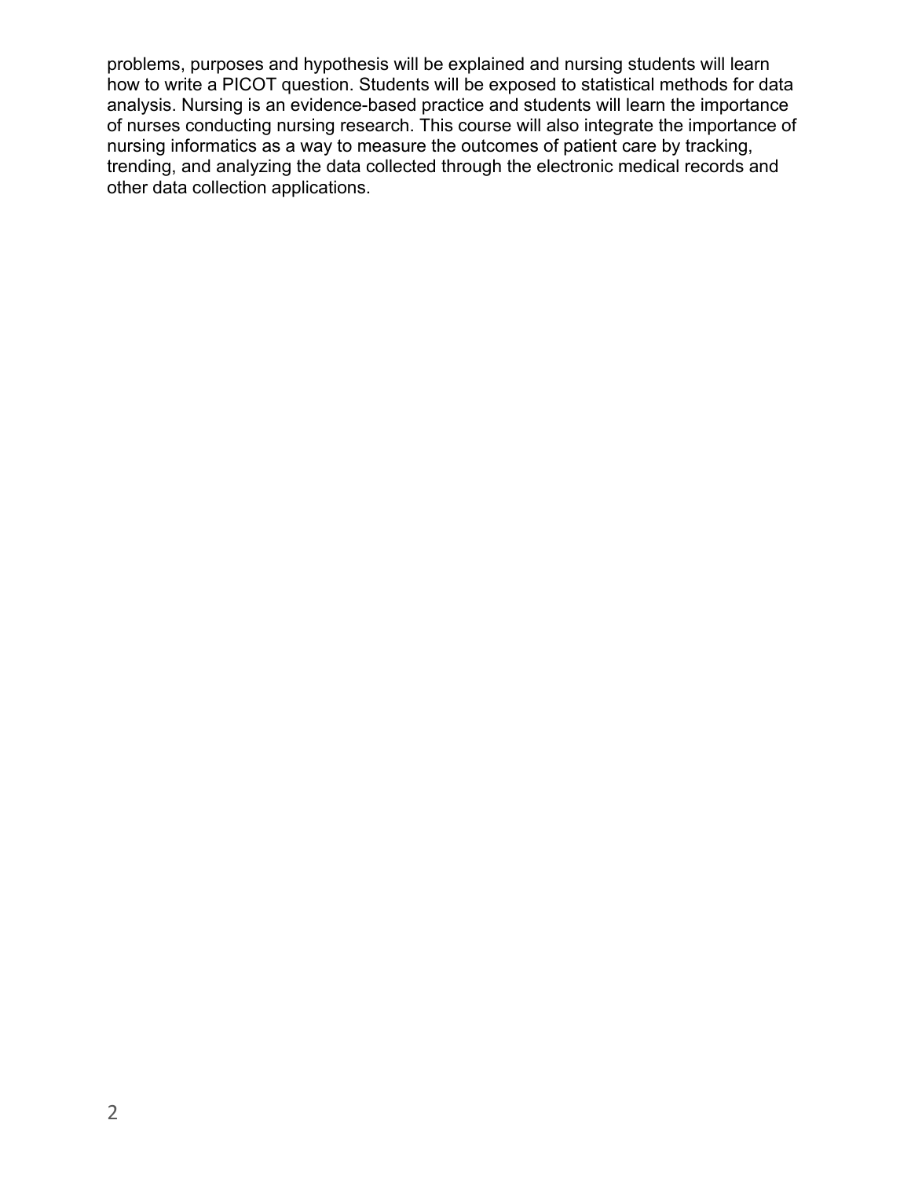problems, purposes and hypothesis will be explained and nursing students will learn how to write a PICOT question. Students will be exposed to statistical methods for data analysis. Nursing is an evidence-based practice and students will learn the importance of nurses conducting nursing research. This course will also integrate the importance of nursing informatics as a way to measure the outcomes of patient care by tracking, trending, and analyzing the data collected through the electronic medical records and other data collection applications.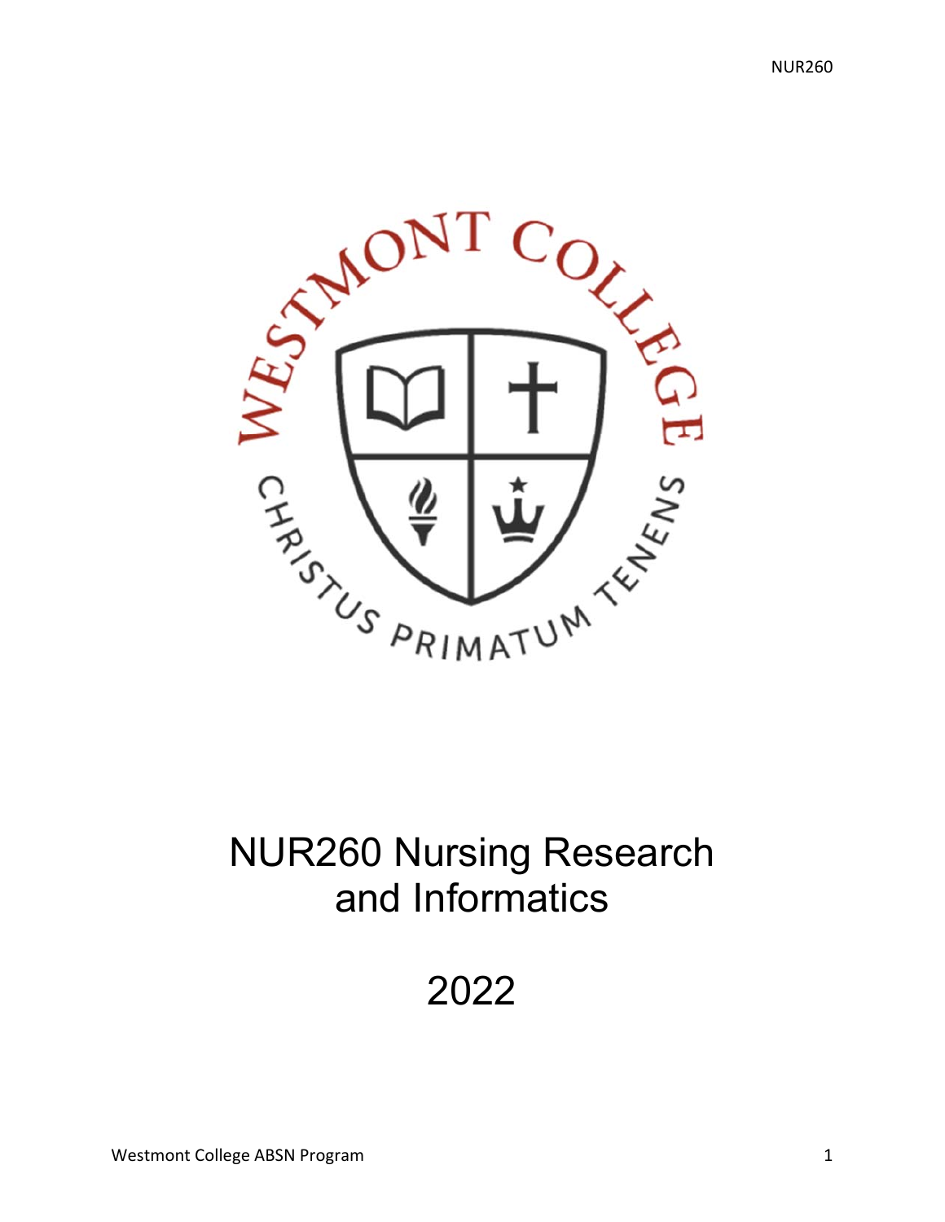# NUR260 Nursing Research and Informatics

# 2022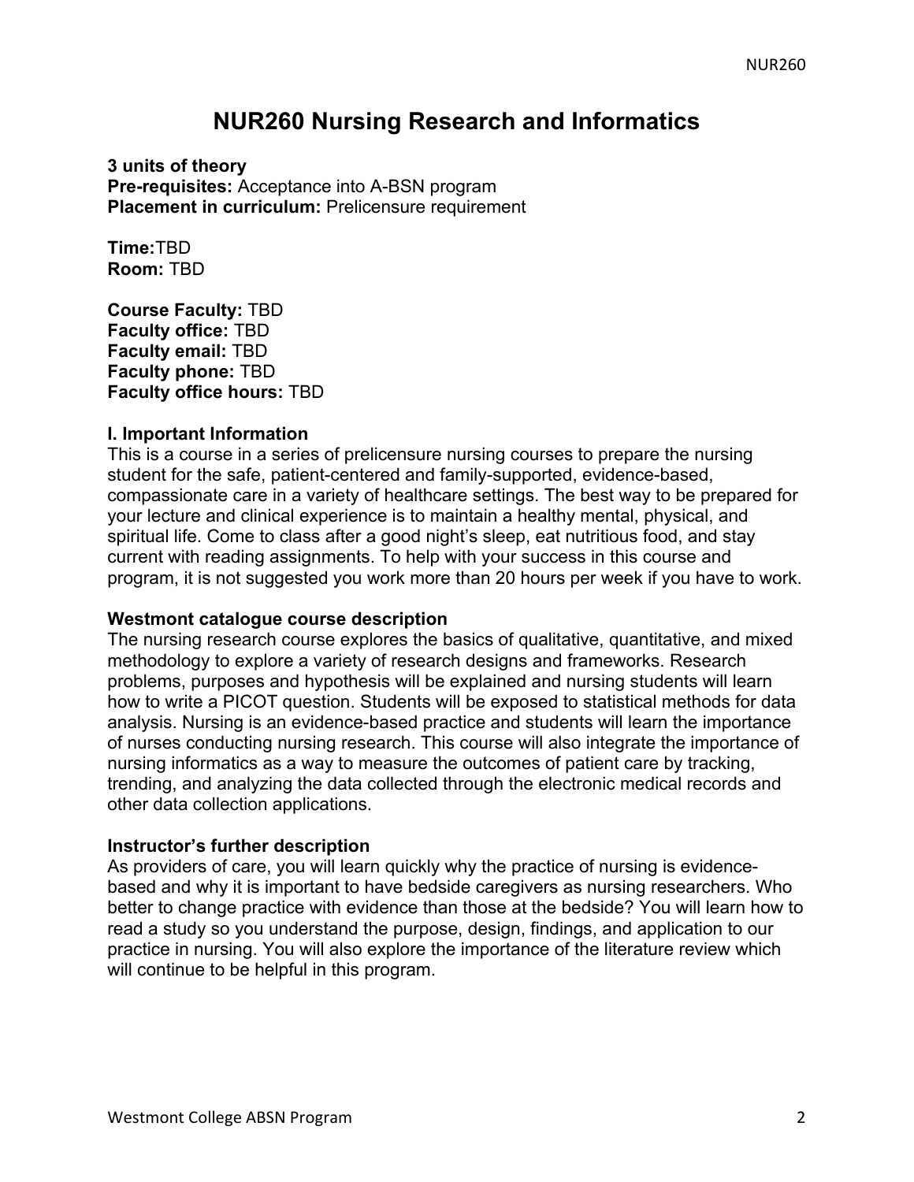# NUR260 Nursing Research and Informatics

**3 units of theory**
**Pre-requisites:** Acceptance into A-BSN program
**Placement in curriculum:** Prelicensure requirement

**Time:**TBD
**Room:** TBD

**Course Faculty:** TBD
**Faculty office:** TBD
**Faculty email:** TBD
**Faculty phone:** TBD
**Faculty office hours:** TBD

**I. Important Information**

This is a course in a series of prelicensure nursing courses to prepare the nursing student for the safe, patient-centered and family-supported, evidence-based, compassionate care in a variety of healthcare settings. The best way to be prepared for your lecture and clinical experience is to maintain a healthy mental, physical, and spiritual life. Come to class after a good night's sleep, eat nutritious food, and stay current with reading assignments. To help with your success in this course and program, it is not suggested you work more than 20 hours per week if you have to work.

**Westmont catalogue course description**

The nursing research course explores the basics of qualitative, quantitative, and mixed methodology to explore a variety of research designs and frameworks. Research problems, purposes and hypothesis will be explained and nursing students will learn how to write a PICOT question. Students will be exposed to statistical methods for data analysis. Nursing is an evidence-based practice and students will learn the importance of nurses conducting nursing research. This course will also integrate the importance of nursing informatics as a way to measure the outcomes of patient care by tracking, trending, and analyzing the data collected through the electronic medical records and other data collection applications.

**Instructor's further description**

As providers of care, you will learn quickly why the practice of nursing is evidence-based and why it is important to have bedside caregivers as nursing researchers. Who better to change practice with evidence than those at the bedside? You will learn how to read a study so you understand the purpose, design, findings, and application to our practice in nursing. You will also explore the importance of the literature review which will continue to be helpful in this program.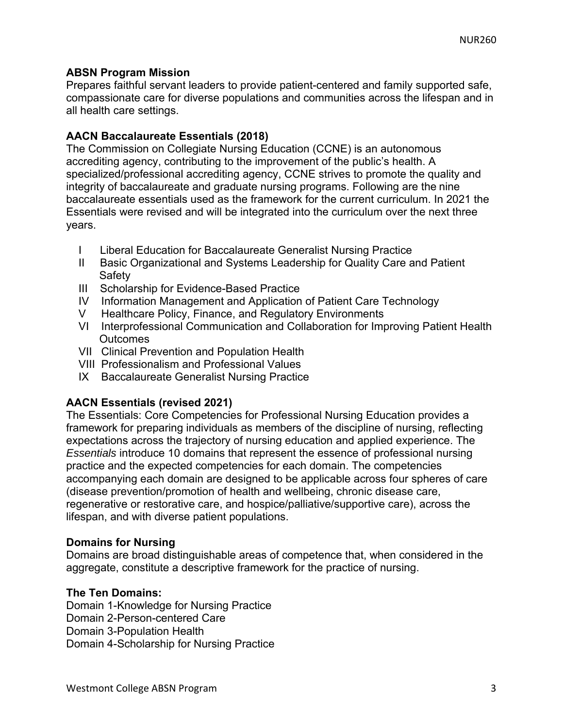**ABSN Program Mission**

Prepares faithful servant leaders to provide patient-centered and family supported safe, compassionate care for diverse populations and communities across the lifespan and in all health care settings.

**AACN Baccalaureate Essentials (2018)**

The Commission on Collegiate Nursing Education (CCNE) is an autonomous accrediting agency, contributing to the improvement of the public's health. A specialized/professional accrediting agency, CCNE strives to promote the quality and integrity of baccalaureate and graduate nursing programs. Following are the nine baccalaureate essentials used as the framework for the current curriculum. In 2021 the Essentials were revised and will be integrated into the curriculum over the next three years.

- I Liberal Education for Baccalaureate Generalist Nursing Practice
- II Basic Organizational and Systems Leadership for Quality Care and Patient Safety
- III Scholarship for Evidence-Based Practice
- IV Information Management and Application of Patient Care Technology
- V Healthcare Policy, Finance, and Regulatory Environments
- VI Interprofessional Communication and Collaboration for Improving Patient Health Outcomes
- VII Clinical Prevention and Population Health
- VIII Professionalism and Professional Values
- IX Baccalaureate Generalist Nursing Practice

**AACN Essentials (revised 2021)**

The Essentials: Core Competencies for Professional Nursing Education provides a framework for preparing individuals as members of the discipline of nursing, reflecting expectations across the trajectory of nursing education and applied experience. The *Essentials* introduce 10 domains that represent the essence of professional nursing practice and the expected competencies for each domain. The competencies accompanying each domain are designed to be applicable across four spheres of care (disease prevention/promotion of health and wellbeing, chronic disease care, regenerative or restorative care, and hospice/palliative/supportive care), across the lifespan, and with diverse patient populations.

**Domains for Nursing**

Domains are broad distinguishable areas of competence that, when considered in the aggregate, constitute a descriptive framework for the practice of nursing.

**The Ten Domains:**

Domain 1-Knowledge for Nursing Practice
Domain 2-Person-centered Care
Domain 3-Population Health
Domain 4-Scholarship for Nursing Practice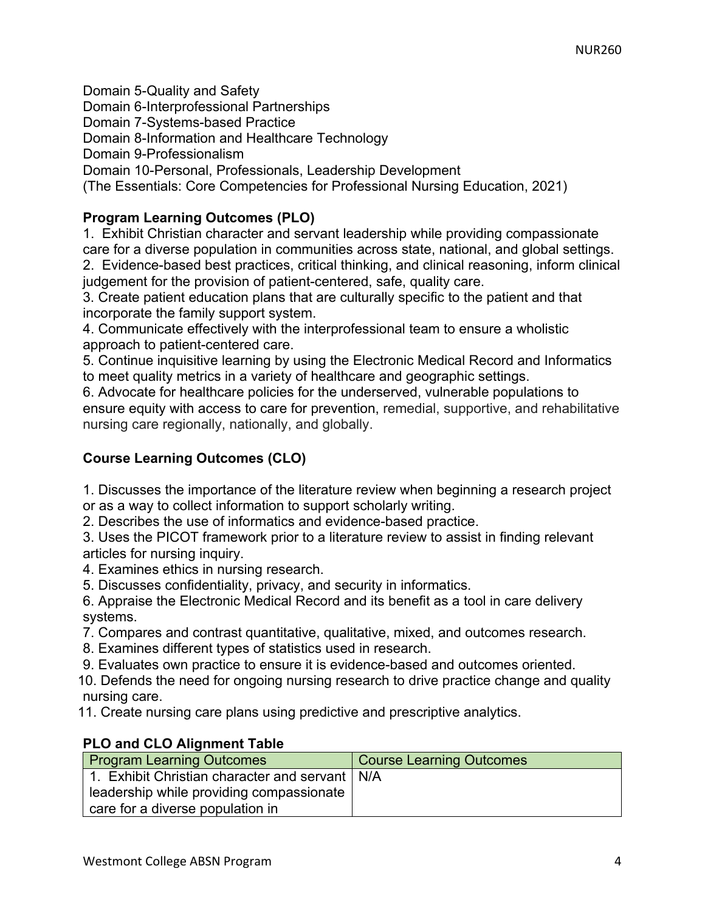Domain 5-Quality and Safety
Domain 6-Interprofessional Partnerships
Domain 7-Systems-based Practice
Domain 8-Information and Healthcare Technology
Domain 9-Professionalism
Domain 10-Personal, Professionals, Leadership Development
(The Essentials: Core Competencies for Professional Nursing Education, 2021)

**Program Learning Outcomes (PLO)**

1. Exhibit Christian character and servant leadership while providing compassionate care for a diverse population in communities across state, national, and global settings.
2. Evidence-based best practices, critical thinking, and clinical reasoning, inform clinical judgement for the provision of patient-centered, safe, quality care.
3. Create patient education plans that are culturally specific to the patient and that incorporate the family support system.
4. Communicate effectively with the interprofessional team to ensure a wholistic approach to patient-centered care.
5. Continue inquisitive learning by using the Electronic Medical Record and Informatics to meet quality metrics in a variety of healthcare and geographic settings.
6. Advocate for healthcare policies for the underserved, vulnerable populations to ensure equity with access to care for prevention, remedial, supportive, and rehabilitative nursing care regionally, nationally, and globally.

**Course Learning Outcomes (CLO)**

1. Discusses the importance of the literature review when beginning a research project or as a way to collect information to support scholarly writing.
2. Describes the use of informatics and evidence-based practice.
3. Uses the PICOT framework prior to a literature review to assist in finding relevant articles for nursing inquiry.
4. Examines ethics in nursing research.
5. Discusses confidentiality, privacy, and security in informatics.
6. Appraise the Electronic Medical Record and its benefit as a tool in care delivery systems.
7. Compares and contrast quantitative, qualitative, mixed, and outcomes research.
8. Examines different types of statistics used in research.
9. Evaluates own practice to ensure it is evidence-based and outcomes oriented.
10. Defends the need for ongoing nursing research to drive practice change and quality nursing care.
11. Create nursing care plans using predictive and prescriptive analytics.

**PLO and CLO Alignment Table**

| Program Learning Outcomes | Course Learning Outcomes |
|---|---|
| 1. Exhibit Christian character and servant leadership while providing compassionate care for a diverse population in | N/A |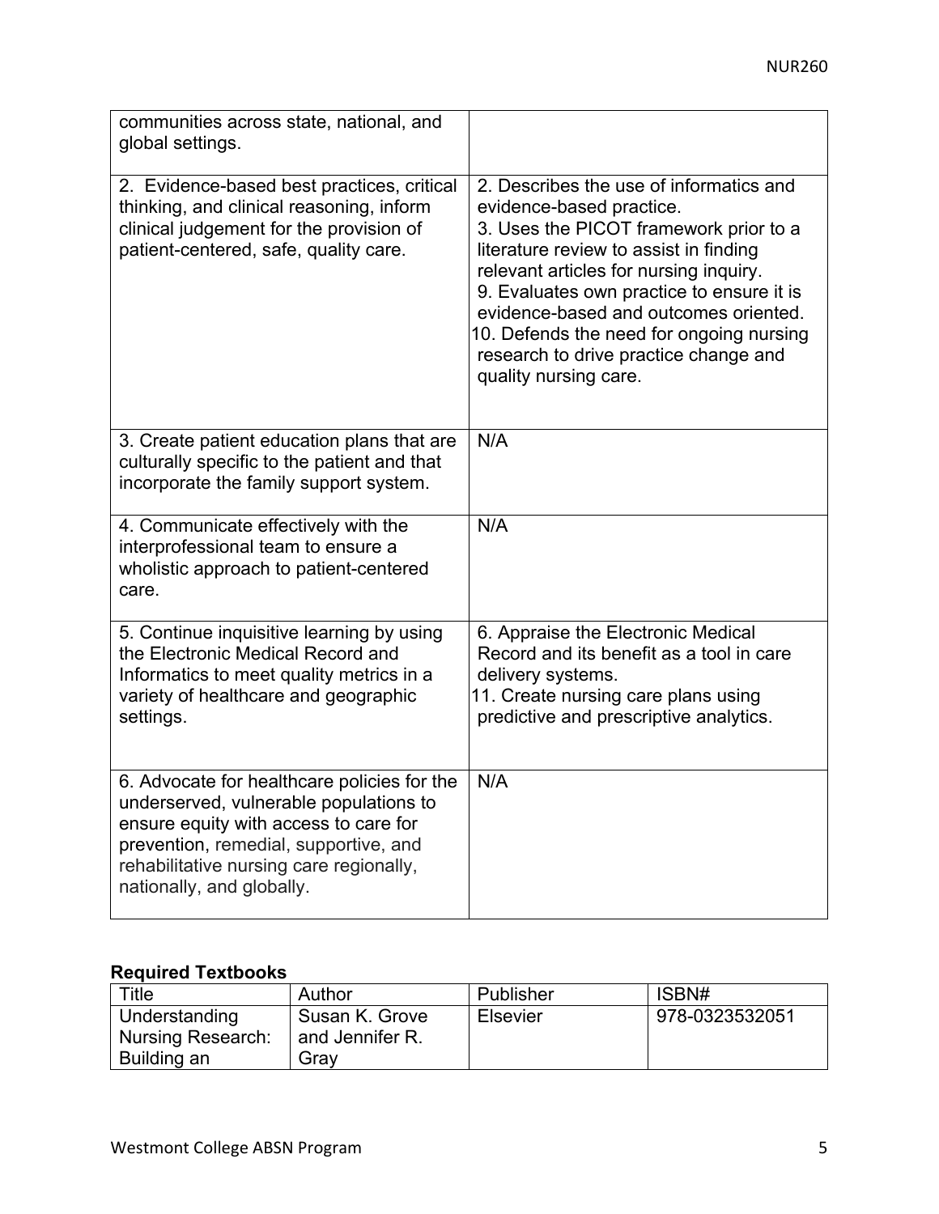| | |
|---|---|
| communities across state, national, and global settings. | |
| 2. Evidence-based best practices, critical thinking, and clinical reasoning, inform clinical judgement for the provision of patient-centered, safe, quality care. | 2. Describes the use of informatics and evidence-based practice.<br>3. Uses the PICOT framework prior to a literature review to assist in finding relevant articles for nursing inquiry.<br>9. Evaluates own practice to ensure it is evidence-based and outcomes oriented.<br>10. Defends the need for ongoing nursing research to drive practice change and quality nursing care. |
| 3. Create patient education plans that are culturally specific to the patient and that incorporate the family support system. | N/A |
| 4. Communicate effectively with the interprofessional team to ensure a wholistic approach to patient-centered care. | N/A |
| 5. Continue inquisitive learning by using the Electronic Medical Record and Informatics to meet quality metrics in a variety of healthcare and geographic settings. | 6. Appraise the Electronic Medical Record and its benefit as a tool in care delivery systems.<br>11. Create nursing care plans using predictive and prescriptive analytics. |
| 6. Advocate for healthcare policies for the underserved, vulnerable populations to ensure equity with access to care for prevention, remedial, supportive, and rehabilitative nursing care regionally, nationally, and globally. | N/A |

**Required Textbooks**

| Title | Author | Publisher | ISBN# |
|---|---|---|---|
| Understanding Nursing Research: Building an | Susan K. Grove and Jennifer R. Gray | Elsevier | 978-0323532051 |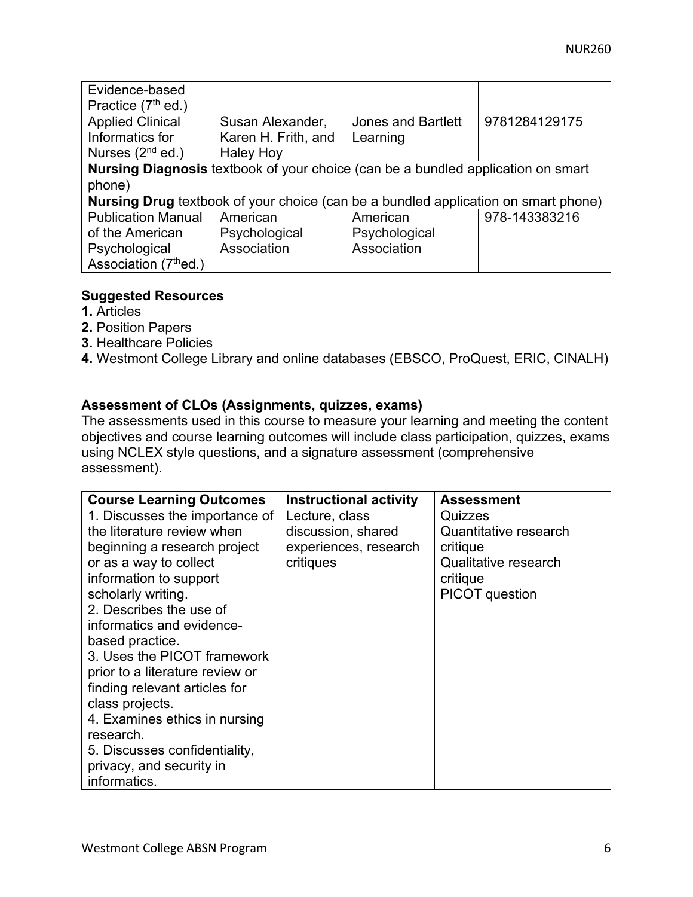| | | | |
|---|---|---|---|
| Evidence-based Practice (7th ed.) | | | |
| Applied Clinical Informatics for Nurses (2nd ed.) | Susan Alexander, Karen H. Frith, and Haley Hoy | Jones and Bartlett Learning | 9781284129175 |
| **Nursing Diagnosis** textbook of your choice (can be a bundled application on smart phone) | | | |
| **Nursing Drug** textbook of your choice (can be a bundled application on smart phone) | | | |
| Publication Manual of the American Psychological Association (7th ed.) | American Psychological Association | American Psychological Association | 978-143383216 |

**Suggested Resources**

**1.** Articles
**2.** Position Papers
**3.** Healthcare Policies
**4.** Westmont College Library and online databases (EBSCO, ProQuest, ERIC, CINALH)

**Assessment of CLOs (Assignments, quizzes, exams)**

The assessments used in this course to measure your learning and meeting the content objectives and course learning outcomes will include class participation, quizzes, exams using NCLEX style questions, and a signature assessment (comprehensive assessment).

| Course Learning Outcomes | Instructional activity | Assessment |
|---|---|---|
| 1. Discusses the importance of the literature review when beginning a research project or as a way to collect information to support scholarly writing.<br>2. Describes the use of informatics and evidence-based practice.<br>3. Uses the PICOT framework prior to a literature review or finding relevant articles for class projects.<br>4. Examines ethics in nursing research.<br>5. Discusses confidentiality, privacy, and security in informatics. | Lecture, class discussion, shared experiences, research critiques | Quizzes<br>Quantitative research critique<br>Qualitative research critique<br>PICOT question |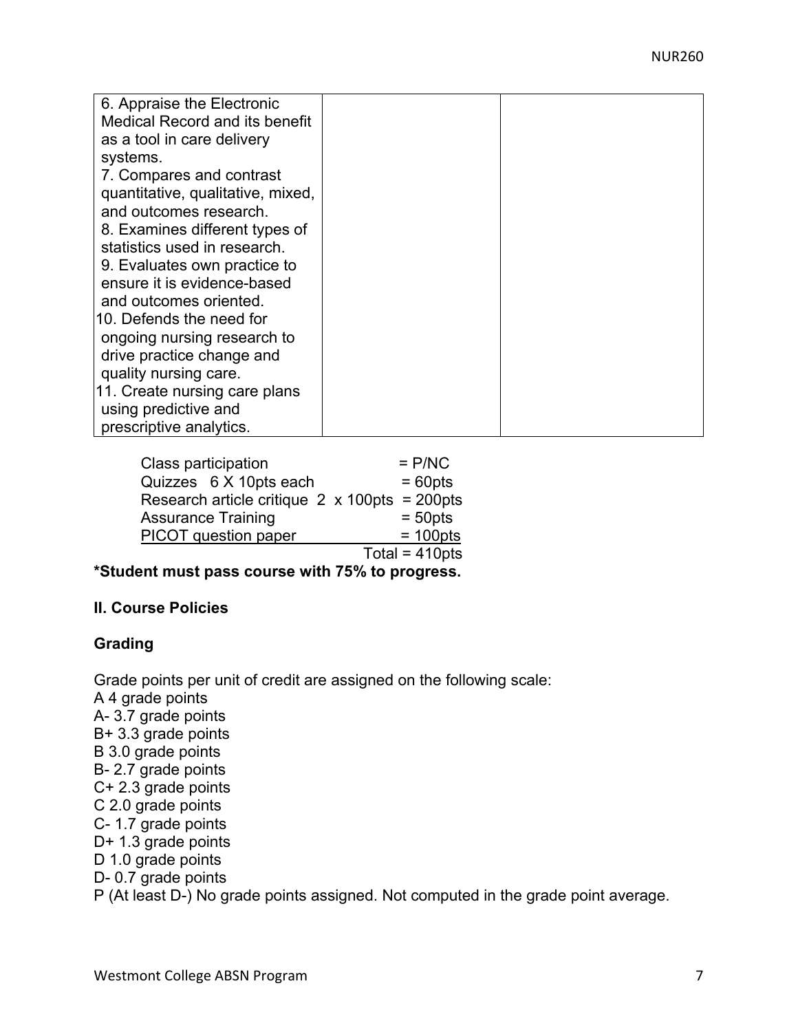| | | |
|---|---|---|
| 6. Appraise the Electronic Medical Record and its benefit as a tool in care delivery systems.<br>7. Compares and contrast quantitative, qualitative, mixed, and outcomes research.<br>8. Examines different types of statistics used in research.<br>9. Evaluates own practice to ensure it is evidence-based and outcomes oriented.<br>10. Defends the need for ongoing nursing research to drive practice change and quality nursing care.<br>11. Create nursing care plans using predictive and prescriptive analytics. | | |

| | |
|---|---|
| Class participation | = P/NC |
| Quizzes 6 X 10pts each | = 60pts |
| Research article critique 2 x 100pts | = 200pts |
| Assurance Training | = 50pts |
| PICOT question paper | = 100pts |
| | Total = 410pts |

**\*Student must pass course with 75% to progress.**

## II. Course Policies

### Grading

Grade points per unit of credit are assigned on the following scale:

A 4 grade points  
A- 3.7 grade points  
B+ 3.3 grade points  
B 3.0 grade points  
B- 2.7 grade points  
C+ 2.3 grade points  
C 2.0 grade points  
C- 1.7 grade points  
D+ 1.3 grade points  
D 1.0 grade points  
D- 0.7 grade points  
P (At least D-) No grade points assigned. Not computed in the grade point average.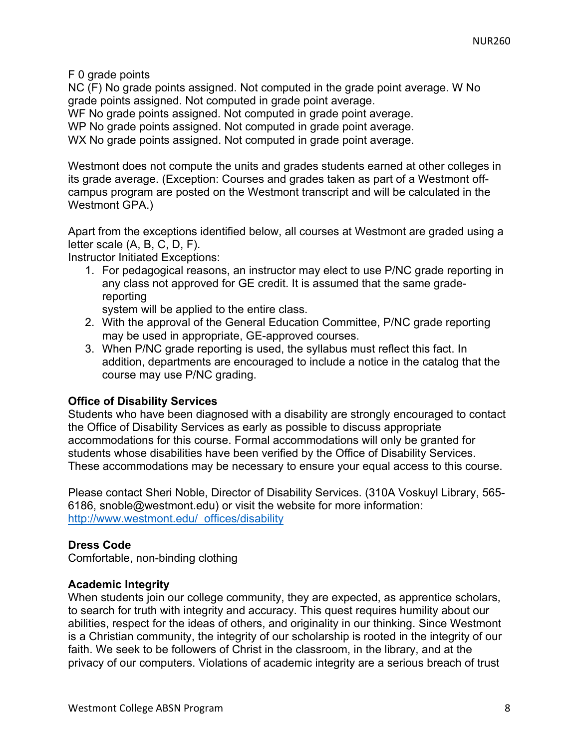F 0 grade points
NC (F) No grade points assigned. Not computed in the grade point average. W No grade points assigned. Not computed in grade point average.
WF No grade points assigned. Not computed in grade point average.
WP No grade points assigned. Not computed in grade point average.
WX No grade points assigned. Not computed in grade point average.

Westmont does not compute the units and grades students earned at other colleges in its grade average. (Exception: Courses and grades taken as part of a Westmont off-campus program are posted on the Westmont transcript and will be calculated in the Westmont GPA.)

Apart from the exceptions identified below, all courses at Westmont are graded using a letter scale (A, B, C, D, F).
Instructor Initiated Exceptions:

1. For pedagogical reasons, an instructor may elect to use P/NC grade reporting in any class not approved for GE credit. It is assumed that the same grade-reporting system will be applied to the entire class.
2. With the approval of the General Education Committee, P/NC grade reporting may be used in appropriate, GE-approved courses.
3. When P/NC grade reporting is used, the syllabus must reflect this fact. In addition, departments are encouraged to include a notice in the catalog that the course may use P/NC grading.

**Office of Disability Services**
Students who have been diagnosed with a disability are strongly encouraged to contact the Office of Disability Services as early as possible to discuss appropriate accommodations for this course. Formal accommodations will only be granted for students whose disabilities have been verified by the Office of Disability Services. These accommodations may be necessary to ensure your equal access to this course.

Please contact Sheri Noble, Director of Disability Services. (310A Voskuyl Library, 565-6186, snoble@westmont.edu) or visit the website for more information: [http://www.westmont.edu/_offices/disability](http://www.westmont.edu/_offices/disability)

**Dress Code**
Comfortable, non-binding clothing

**Academic Integrity**
When students join our college community, they are expected, as apprentice scholars, to search for truth with integrity and accuracy. This quest requires humility about our abilities, respect for the ideas of others, and originality in our thinking. Since Westmont is a Christian community, the integrity of our scholarship is rooted in the integrity of our faith. We seek to be followers of Christ in the classroom, in the library, and at the privacy of our computers. Violations of academic integrity are a serious breach of trust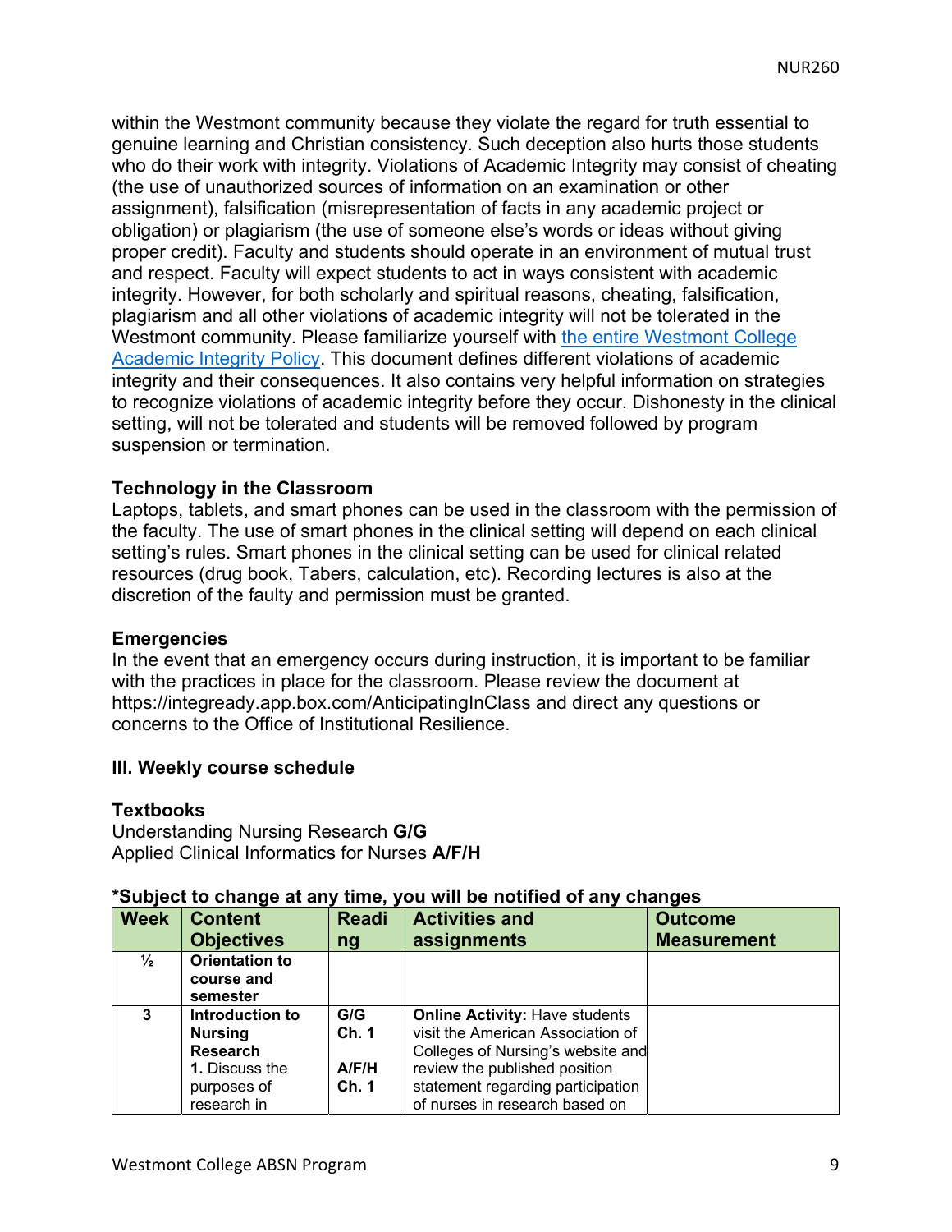within the Westmont community because they violate the regard for truth essential to genuine learning and Christian consistency. Such deception also hurts those students who do their work with integrity. Violations of Academic Integrity may consist of cheating (the use of unauthorized sources of information on an examination or other assignment), falsification (misrepresentation of facts in any academic project or obligation) or plagiarism (the use of someone else's words or ideas without giving proper credit). Faculty and students should operate in an environment of mutual trust and respect. Faculty will expect students to act in ways consistent with academic integrity. However, for both scholarly and spiritual reasons, cheating, falsification, plagiarism and all other violations of academic integrity will not be tolerated in the Westmont community. Please familiarize yourself with the entire Westmont College Academic Integrity Policy. This document defines different violations of academic integrity and their consequences. It also contains very helpful information on strategies to recognize violations of academic integrity before they occur. Dishonesty in the clinical setting, will not be tolerated and students will be removed followed by program suspension or termination.

### Technology in the Classroom

Laptops, tablets, and smart phones can be used in the classroom with the permission of the faculty. The use of smart phones in the clinical setting will depend on each clinical setting's rules. Smart phones in the clinical setting can be used for clinical related resources (drug book, Tabers, calculation, etc). Recording lectures is also at the discretion of the faulty and permission must be granted.

### Emergencies

In the event that an emergency occurs during instruction, it is important to be familiar with the practices in place for the classroom. Please review the document at https://integready.app.box.com/AnticipatingInClass and direct any questions or concerns to the Office of Institutional Resilience.

## III. Weekly course schedule

### Textbooks

Understanding Nursing Research **G/G**
Applied Clinical Informatics for Nurses **A/F/H**

**\*Subject to change at any time, you will be notified of any changes**

| Week | Content Objectives | Reading | Activities and assignments | Outcome Measurement |
|---|---|---|---|---|
| ½ | **Orientation to course and semester** | | | |
| 3 | **Introduction to Nursing Research** **1.** Discuss the purposes of research in | **G/G Ch. 1** **A/F/H Ch. 1** | **Online Activity:** Have students visit the American Association of Colleges of Nursing's website and review the published position statement regarding participation of nurses in research based on | |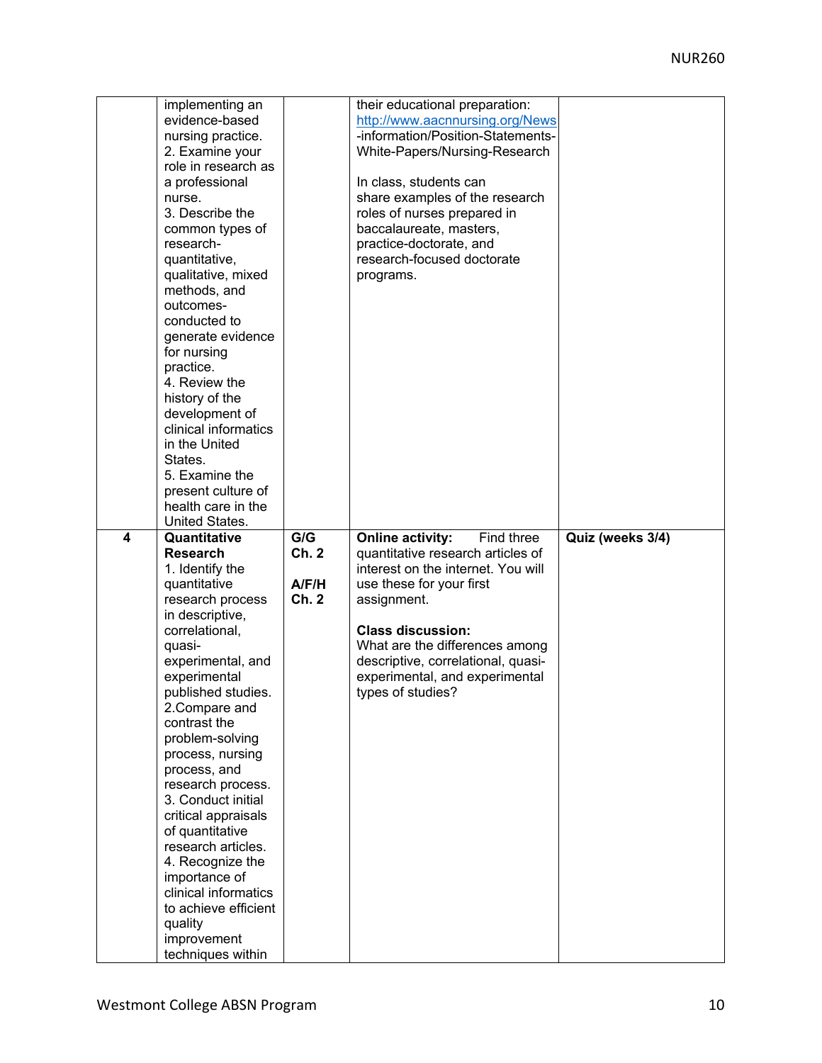| | | | | |
|---|---|---|---|---|
| | implementing an evidence-based nursing practice.<br>2. Examine your role in research as a professional nurse.<br>3. Describe the common types of research- quantitative, qualitative, mixed methods, and outcomes- conducted to generate evidence for nursing practice.<br>4. Review the history of the development of clinical informatics in the United States.<br>5. Examine the present culture of health care in the United States. | | their educational preparation: http://www.aacnnursing.org/News-information/Position-Statements-White-Papers/Nursing-Research<br><br>In class, students can share examples of the research roles of nurses prepared in baccalaureate, masters, practice-doctorate, and research-focused doctorate programs. | |
| 4 | **Quantitative Research**<br>1. Identify the quantitative research process in descriptive, correlational, quasi-experimental, and experimental published studies.<br>2.Compare and contrast the problem-solving process, nursing process, and research process.<br>3. Conduct initial critical appraisals of quantitative research articles.<br>4. Recognize the importance of clinical informatics to achieve efficient quality improvement techniques within | **G/G Ch. 2**<br><br>**A/F/H Ch. 2** | **Online activity:** Find three quantitative research articles of interest on the internet. You will use these for your first assignment.<br><br>**Class discussion:**<br>What are the differences among descriptive, correlational, quasi-experimental, and experimental types of studies? | **Quiz (weeks 3/4)** |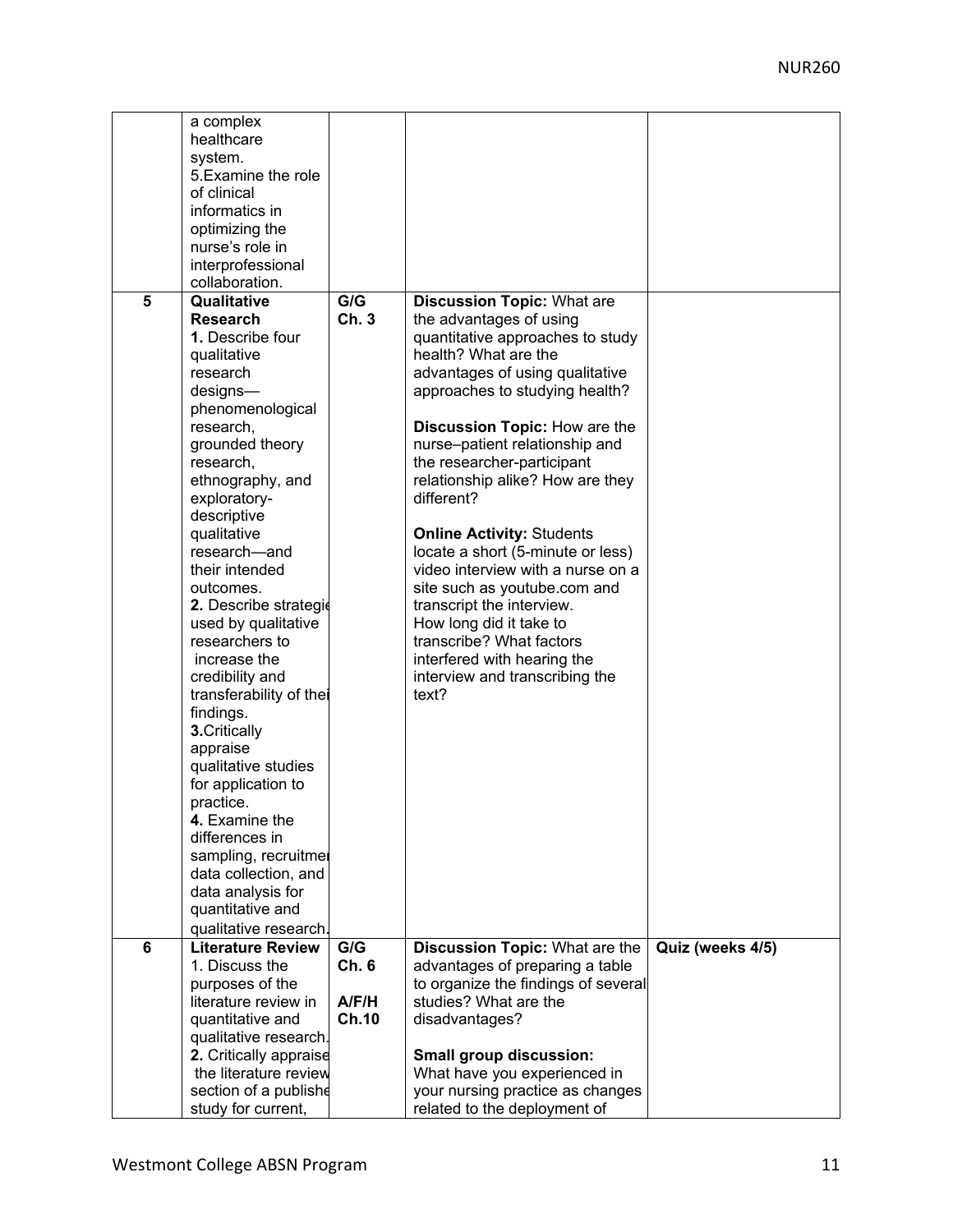| | | | | |
|---|---|---|---|---|
| | a complex healthcare system.<br>5.Examine the role of clinical informatics in optimizing the nurse's role in interprofessional collaboration. | | | |
| **5** | **Qualitative Research**<br>**1.** Describe four qualitative research designs—phenomenological research, grounded theory research, ethnography, and exploratory-descriptive qualitative research—and their intended outcomes.<br>**2.** Describe strategie used by qualitative researchers to increase the credibility and transferability of thei findings.<br>**3.**Critically appraise qualitative studies for application to practice.<br>**4.** Examine the differences in sampling, recruitmer data collection, and data analysis for quantitative and qualitative research. | **G/G Ch. 3** | **Discussion Topic:** What are the advantages of using quantitative approaches to study health? What are the advantages of using qualitative approaches to studying health?<br><br>**Discussion Topic:** How are the nurse–patient relationship and the researcher-participant relationship alike? How are they different?<br><br>**Online Activity:** Students locate a short (5-minute or less) video interview with a nurse on a site such as youtube.com and transcript the interview. How long did it take to transcribe? What factors interfered with hearing the interview and transcribing the text? | |
| **6** | **Literature Review**<br>1. Discuss the purposes of the literature review in quantitative and qualitative research.<br>**2.** Critically appraise the literature review section of a publishe study for current, | **G/G Ch. 6**<br><br>**A/F/H Ch.10** | **Discussion Topic:** What are the advantages of preparing a table to organize the findings of several studies? What are the disadvantages?<br><br>**Small group discussion:** What have you experienced in your nursing practice as changes related to the deployment of | **Quiz (weeks 4/5)** |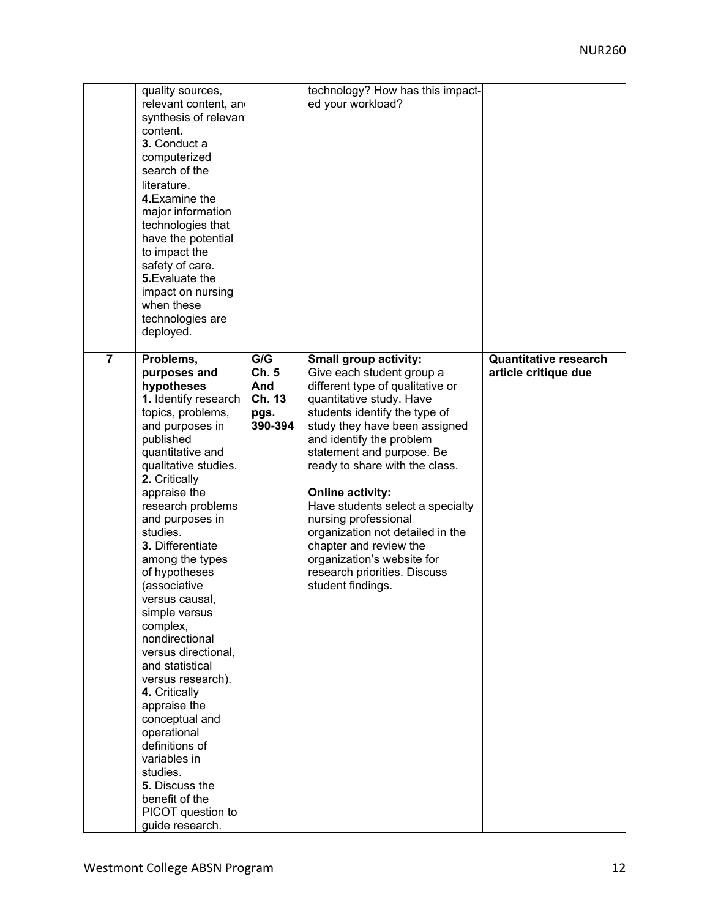| | | | | |
|---|---|---|---|---|
| | quality sources, relevant content, and synthesis of relevant content.<br>**3.** Conduct a computerized search of the literature.<br>**4.** Examine the major information technologies that have the potential to impact the safety of care.<br>**5.** Evaluate the impact on nursing when these technologies are deployed. | | technology? How has this impacted your workload? | |
| **7** | **Problems, purposes and hypotheses**<br>**1.** Identify research topics, problems, and purposes in published quantitative and qualitative studies.<br>**2.** Critically appraise the research problems and purposes in studies.<br>**3.** Differentiate among the types of hypotheses (associative versus causal, simple versus complex, nondirectional versus directional, and statistical versus research).<br>**4.** Critically appraise the conceptual and operational definitions of variables in studies.<br>**5.** Discuss the benefit of the PICOT question to guide research. | **G/G Ch. 5 And Ch. 13 pgs. 390-394** | **Small group activity:**<br>Give each student group a different type of qualitative or quantitative study. Have students identify the type of study they have been assigned and identify the problem statement and purpose. Be ready to share with the class.<br><br>**Online activity:**<br>Have students select a specialty nursing professional organization not detailed in the chapter and review the organization's website for research priorities. Discuss student findings. | **Quantitative research article critique due** |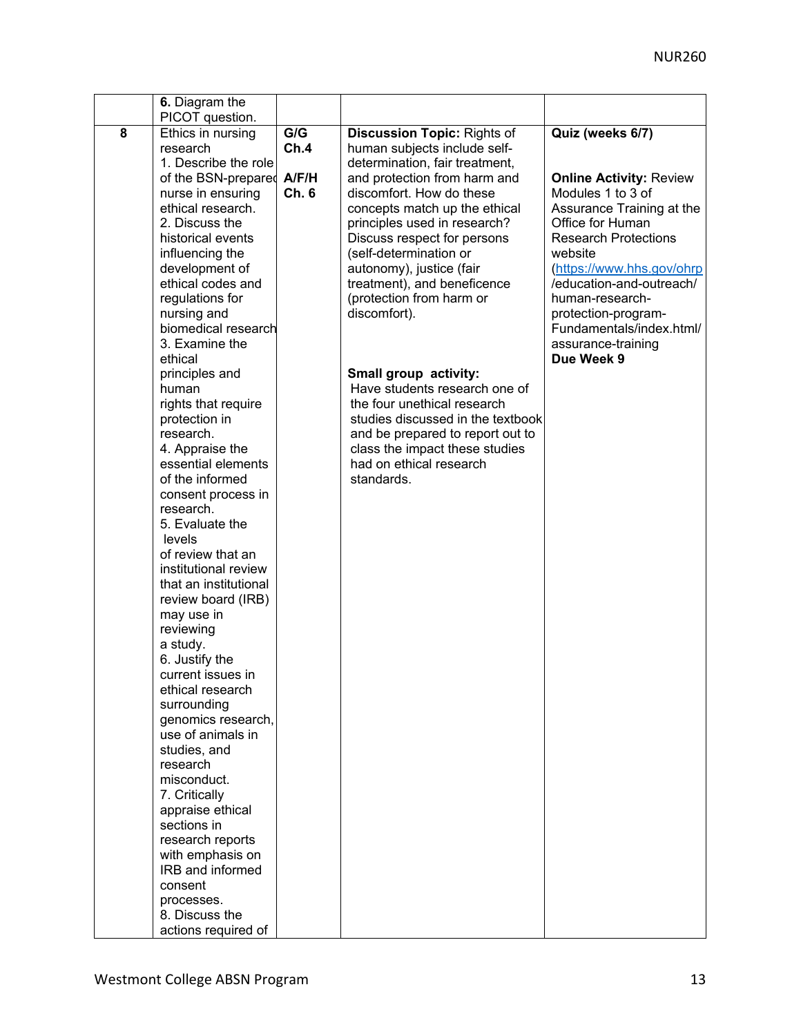| | | | | |
|---|---|---|---|---|
| | **6.** Diagram the PICOT question. | | | |
| **8** | Ethics in nursing research<br>1. Describe the role of the BSN-prepared nurse in ensuring ethical research.<br>2. Discuss the historical events influencing the development of ethical codes and regulations for nursing and biomedical research<br>3. Examine the ethical principles and human rights that require protection in research.<br>4. Appraise the essential elements of the informed consent process in research.<br>5. Evaluate the levels of review that an institutional review that an institutional review board (IRB) may use in reviewing a study.<br>6. Justify the current issues in ethical research surrounding genomics research, use of animals in studies, and research misconduct.<br>7. Critically appraise ethical sections in research reports with emphasis on IRB and informed consent processes.<br>8. Discuss the actions required of | **G/G Ch.4**<br><br>**A/F/H Ch. 6** | **Discussion Topic:** Rights of human subjects include self-determination, fair treatment, and protection from harm and discomfort. How do these concepts match up the ethical principles used in research? Discuss respect for persons (self-determination or autonomy), justice (fair treatment), and beneficence (protection from harm or discomfort).<br><br>**Small group activity:**<br>Have students research one of the four unethical research studies discussed in the textbook and be prepared to report out to class the impact these studies had on ethical research standards. | **Quiz (weeks 6/7)**<br><br>**Online Activity:** Review Modules 1 to 3 of Assurance Training at the Office for Human Research Protections website (https://www.hhs.gov/ohrp/education-and-outreach/human-research-protection-program-Fundamentals/index.html/assurance-training<br>**Due Week 9** |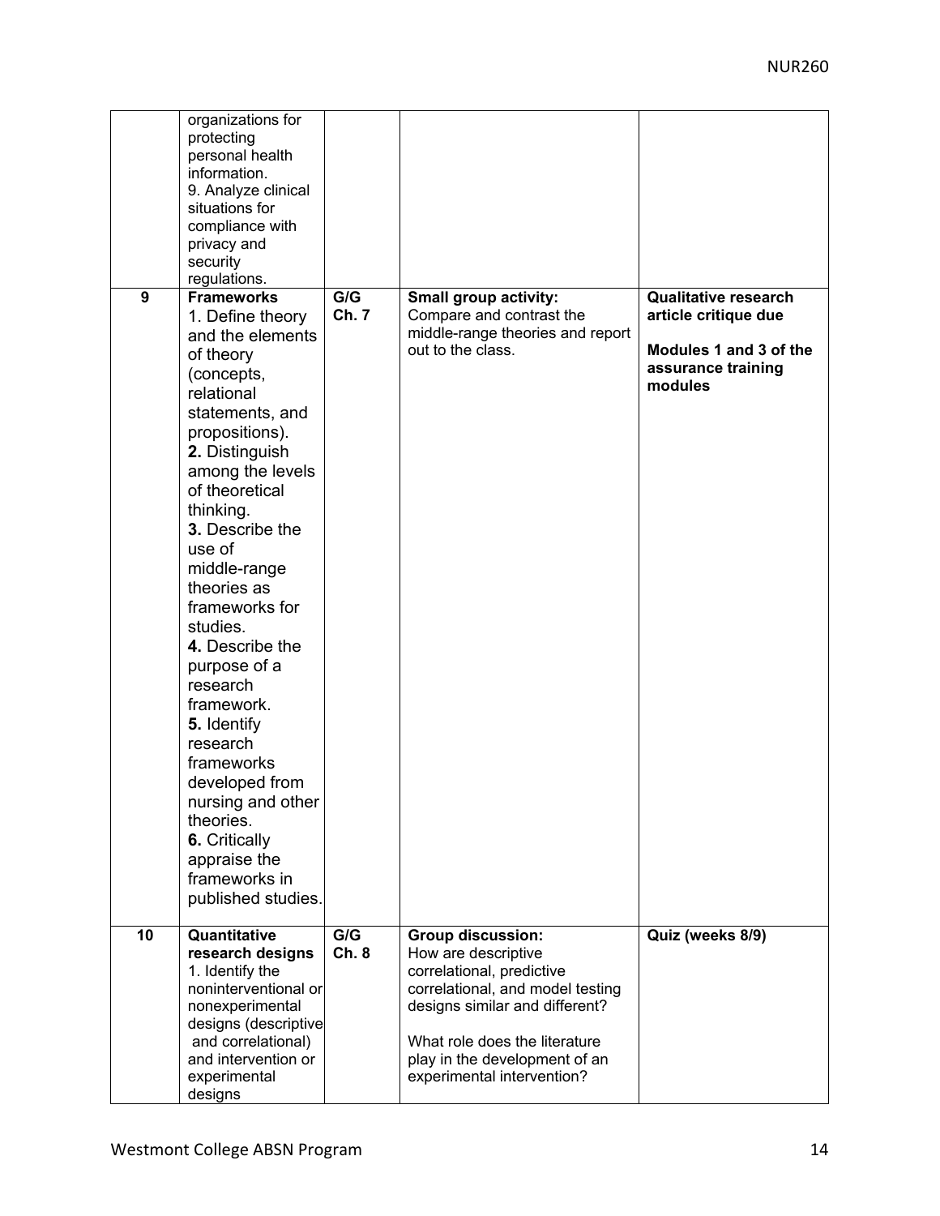| | | | | |
|---|---|---|---|---|
| | organizations for protecting personal health information.<br>9. Analyze clinical situations for compliance with privacy and security regulations. | | | |
| **9** | **Frameworks**<br>1. Define theory and the elements of theory (concepts, relational statements, and propositions).<br>**2.** Distinguish among the levels of theoretical thinking.<br>**3.** Describe the use of middle-range theories as frameworks for studies.<br>**4.** Describe the purpose of a research framework.<br>**5.** Identify research frameworks developed from nursing and other theories.<br>**6.** Critically appraise the frameworks in published studies. | **G/G Ch. 7** | **Small group activity:**<br>Compare and contrast the middle-range theories and report out to the class. | **Qualitative research article critique due**<br><br>**Modules 1 and 3 of the assurance training modules** |
| **10** | **Quantitative research designs**<br>1. Identify the noninterventional or nonexperimental designs (descriptive and correlational) and intervention or experimental designs | **G/G Ch. 8** | **Group discussion:**<br>How are descriptive correlational, predictive correlational, and model testing designs similar and different?<br><br>What role does the literature play in the development of an experimental intervention? | **Quiz (weeks 8/9)** |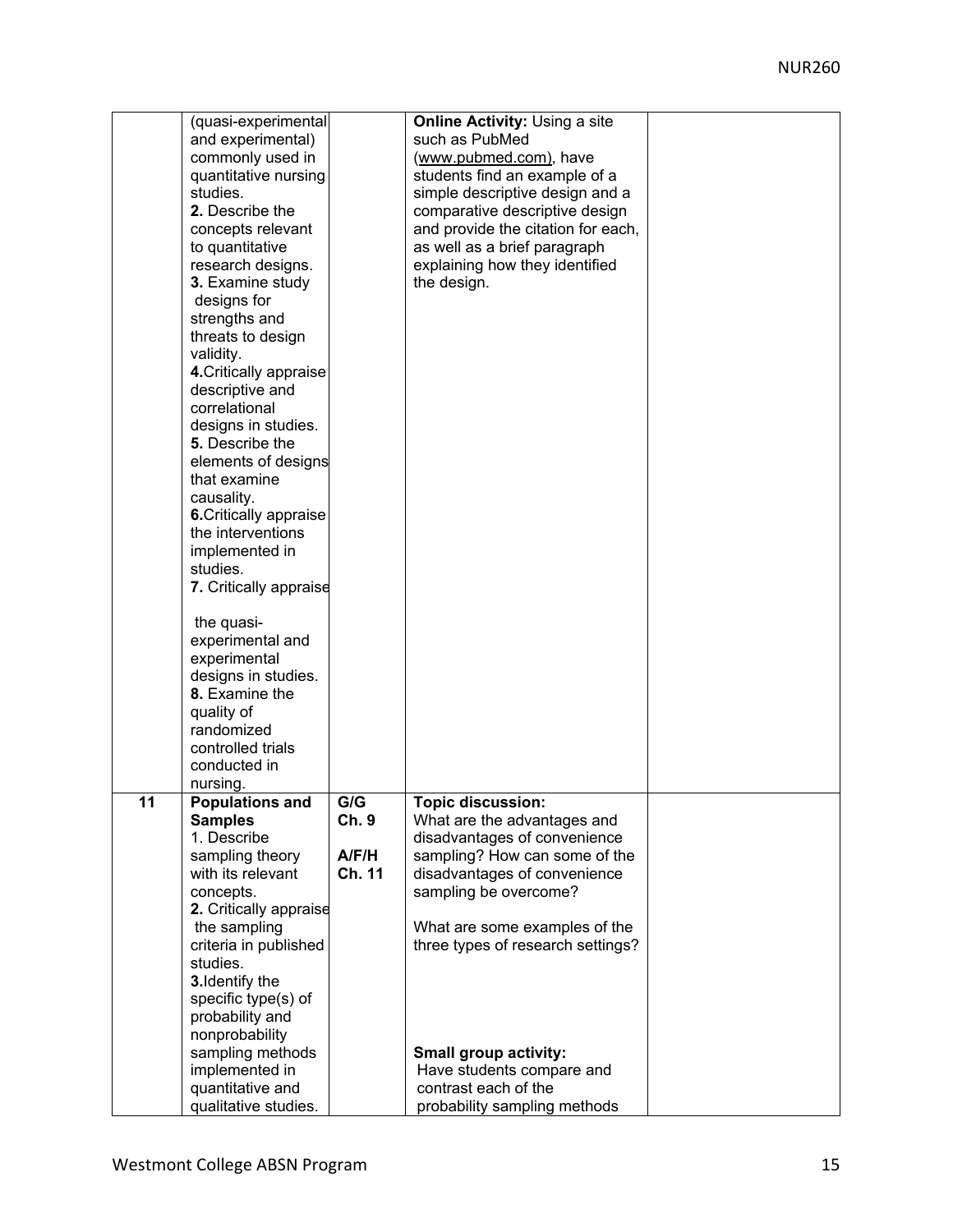| | | | | |
|---|---|---|---|---|
| | (quasi-experimental and experimental) commonly used in quantitative nursing studies.<br>**2.** Describe the concepts relevant to quantitative research designs.<br>**3.** Examine study designs for strengths and threats to design validity.<br>**4.**Critically appraise descriptive and correlational designs in studies.<br>**5.** Describe the elements of designs that examine causality.<br>**6.**Critically appraise the interventions implemented in studies.<br>**7.** Critically appraise the quasi-experimental and experimental designs in studies.<br>**8.** Examine the quality of randomized controlled trials conducted in nursing. | | **Online Activity:** Using a site such as PubMed (www.pubmed.com), have students find an example of a simple descriptive design and a comparative descriptive design and provide the citation for each, as well as a brief paragraph explaining how they identified the design. | |
| **11** | **Populations and Samples**<br>1. Describe sampling theory with its relevant concepts.<br>**2.** Critically appraise the sampling criteria in published studies.<br>**3.**Identify the specific type(s) of probability and nonprobability sampling methods implemented in quantitative and qualitative studies. | **G/G Ch. 9**<br><br>**A/F/H Ch. 11** | **Topic discussion:**<br>What are the advantages and disadvantages of convenience sampling? How can some of the disadvantages of convenience sampling be overcome?<br><br>What are some examples of the three types of research settings?<br><br>**Small group activity:**<br>Have students compare and contrast each of the probability sampling methods | |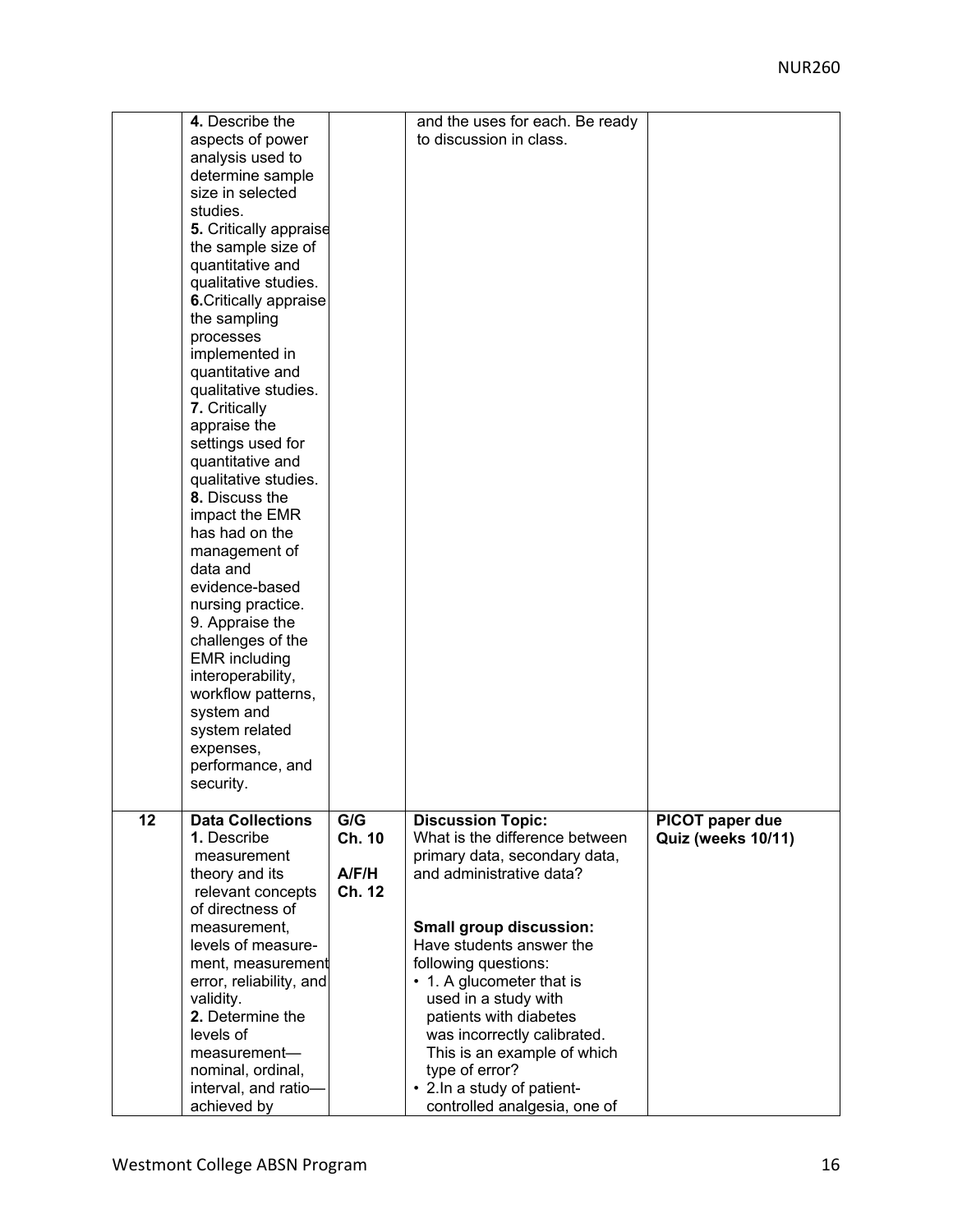| | | | | |
|---|---|---|---|---|
| | **4.** Describe the aspects of power analysis used to determine sample size in selected studies.<br>**5.** Critically appraise the sample size of quantitative and qualitative studies.<br>**6.** Critically appraise the sampling processes implemented in quantitative and qualitative studies.<br>**7.** Critically appraise the settings used for quantitative and qualitative studies.<br>**8.** Discuss the impact the EMR has had on the management of data and evidence-based nursing practice.<br>9. Appraise the challenges of the EMR including interoperability, workflow patterns, system and system related expenses, performance, and security. | | and the uses for each. Be ready to discussion in class. | |
| **12** | **Data Collections**<br>**1.** Describe measurement theory and its relevant concepts of directness of measurement, levels of measurement, measurement error, reliability, and validity.<br>**2.** Determine the levels of measurement—nominal, ordinal, interval, and ratio—achieved by | **G/G Ch. 10**<br><br>**A/F/H Ch. 12** | **Discussion Topic:**<br>What is the difference between primary data, secondary data, and administrative data?<br><br>**Small group discussion:**<br>Have students answer the following questions:<br>• 1. A glucometer that is used in a study with patients with diabetes was incorrectly calibrated. This is an example of which type of error?<br>• 2.In a study of patient-controlled analgesia, one of | **PICOT paper due**<br>**Quiz (weeks 10/11)** |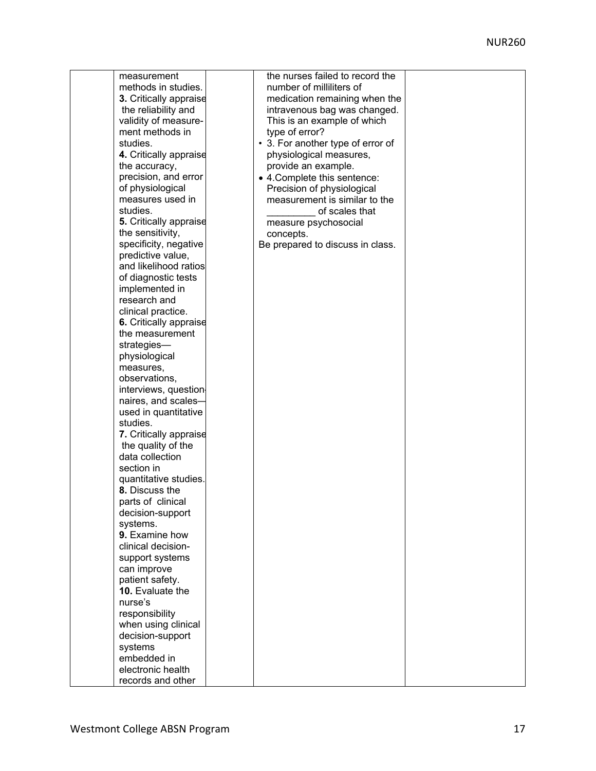| | | | | |
|---|---|---|---|---|
| | measurement methods in studies.<br>**3.** Critically appraise the reliability and validity of measurement methods in studies.<br>**4.** Critically appraise the accuracy, precision, and error of physiological measures used in studies.<br>**5.** Critically appraise the sensitivity, specificity, negative predictive value, and likelihood ratios of diagnostic tests implemented in research and clinical practice.<br>**6.** Critically appraise the measurement strategies—physiological measures, observations, interviews, questionnaires, and scales—used in quantitative studies.<br>**7.** Critically appraise the quality of the data collection section in quantitative studies.<br>**8.** Discuss the parts of clinical decision-support systems.<br>**9.** Examine how clinical decision-support systems can improve patient safety.<br>**10.** Evaluate the nurse's responsibility when using clinical decision-support systems embedded in electronic health records and other | | the nurses failed to record the number of milliliters of medication remaining when the intravenous bag was changed. This is an example of which type of error?<br>• 3. For another type of error of physiological measures, provide an example.<br>• 4.Complete this sentence: Precision of physiological measurement is similar to the _________ of scales that measure psychosocial concepts.<br>Be prepared to discuss in class. | |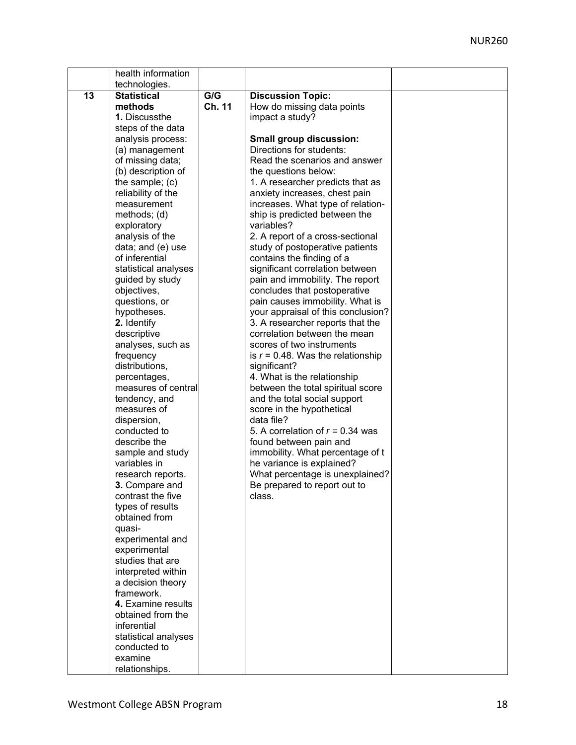| | | | | |
|---|---|---|---|---|
| | health information technologies. | | | |
| 13 | **Statistical methods**<br>**1.** Discussthe steps of the data analysis process: (a) management of missing data; (b) description of the sample; (c) reliability of the measurement methods; (d) exploratory analysis of the data; and (e) use of inferential statistical analyses guided by study objectives, questions, or hypotheses.<br>**2.** Identify descriptive analyses, such as frequency distributions, percentages, measures of central tendency, and measures of dispersion, conducted to describe the sample and study variables in research reports.<br>**3.** Compare and contrast the five types of results obtained from quasi-experimental and experimental studies that are interpreted within a decision theory framework.<br>**4.** Examine results obtained from the inferential statistical analyses conducted to examine relationships. | **G/G Ch. 11** | **Discussion Topic:**<br>How do missing data points impact a study?<br><br>**Small group discussion:**<br>Directions for students:<br>Read the scenarios and answer the questions below:<br>1. A researcher predicts that as anxiety increases, chest pain increases. What type of relation-ship is predicted between the variables?<br>2. A report of a cross-sectional study of postoperative patients contains the finding of a significant correlation between pain and immobility. The report concludes that postoperative pain causes immobility. What is your appraisal of this conclusion?<br>3. A researcher reports that the correlation between the mean scores of two instruments is $r = 0.48$. Was the relationship significant?<br>4. What is the relationship between the total spiritual score and the total social support score in the hypothetical data file?<br>5. A correlation of $r = 0.34$ was found between pain and immobility. What percentage of t he variance is explained? What percentage is unexplained?<br>Be prepared to report out to class. | |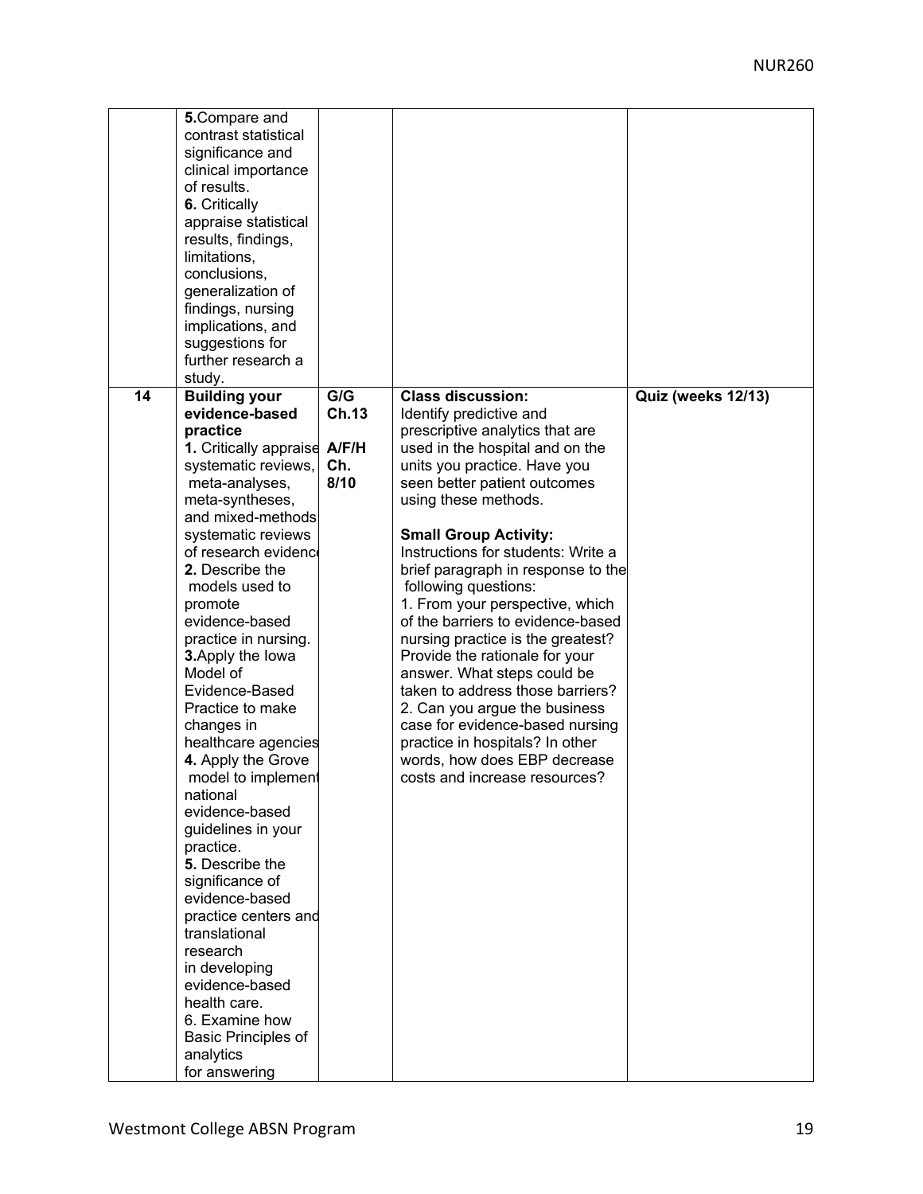| | | | | |
|---|---|---|---|---|
| | **5.** Compare and contrast statistical significance and clinical importance of results.<br>**6.** Critically appraise statistical results, findings, limitations, conclusions, generalization of findings, nursing implications, and suggestions for further research a study. | | | |
| **14** | **Building your evidence-based practice**<br>**1.** Critically appraise systematic reviews, meta-analyses, meta-syntheses, and mixed-methods systematic reviews of research evidence<br>**2.** Describe the models used to promote evidence-based practice in nursing.<br>**3.** Apply the Iowa Model of Evidence-Based Practice to make changes in healthcare agencies<br>**4.** Apply the Grove model to implement national evidence-based guidelines in your practice.<br>**5.** Describe the significance of evidence-based practice centers and translational research in developing evidence-based health care.<br>6. Examine how Basic Principles of analytics for answering | **G/G Ch.13**<br><br>**A/F/H Ch. 8/10** | **Class discussion:**<br>Identify predictive and prescriptive analytics that are used in the hospital and on the units you practice. Have you seen better patient outcomes using these methods.<br><br>**Small Group Activity:**<br>Instructions for students: Write a brief paragraph in response to the following questions:<br>1. From your perspective, which of the barriers to evidence-based nursing practice is the greatest? Provide the rationale for your answer. What steps could be taken to address those barriers?<br>2. Can you argue the business case for evidence-based nursing practice in hospitals? In other words, how does EBP decrease costs and increase resources? | **Quiz (weeks 12/13)** |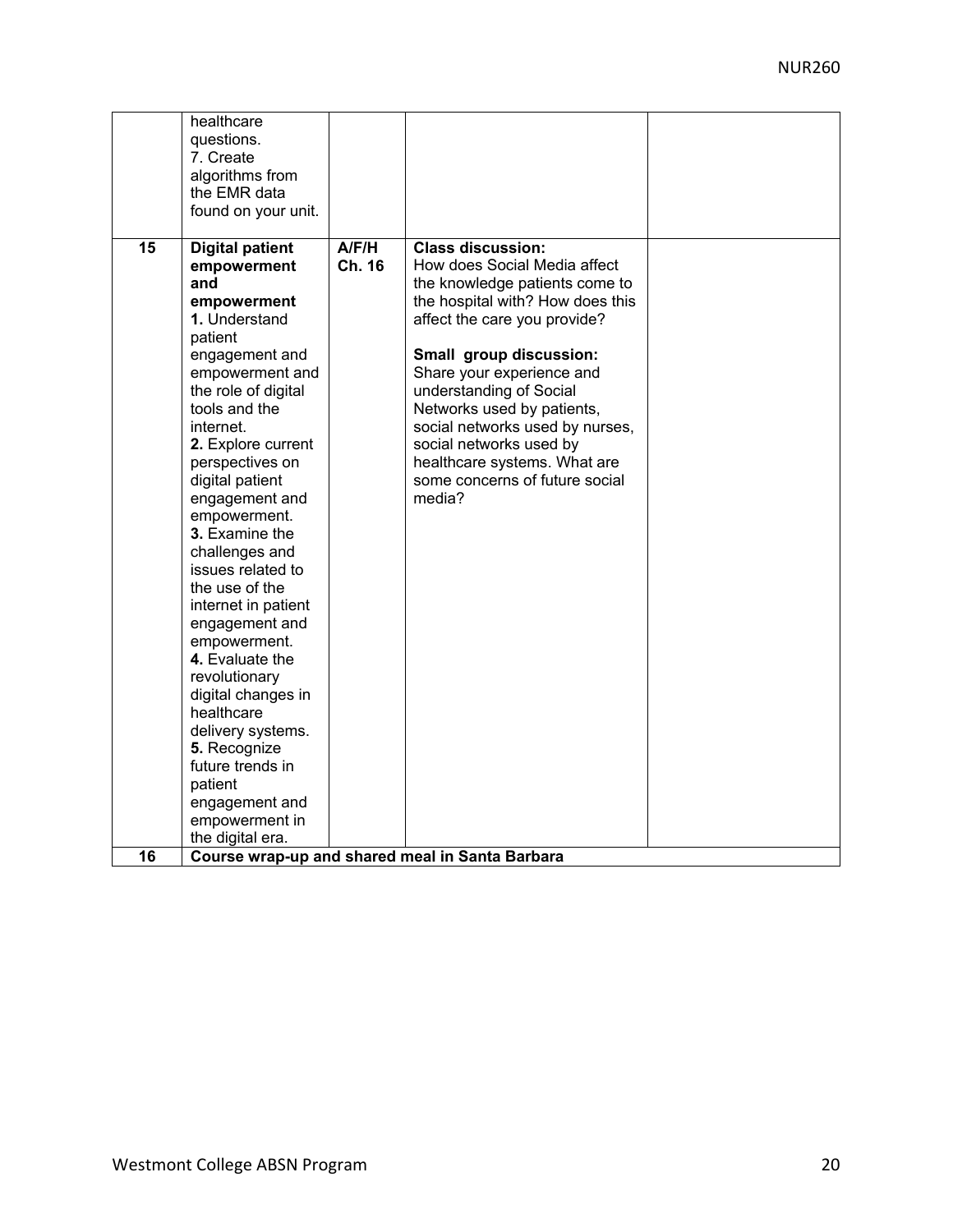| | | | | |
|---|---|---|---|---|
| | healthcare questions.<br>7. Create algorithms from the EMR data found on your unit. | | | |
| **15** | **Digital patient empowerment and empowerment**<br>**1.** Understand patient engagement and empowerment and the role of digital tools and the internet.<br>**2.** Explore current perspectives on digital patient engagement and empowerment.<br>**3.** Examine the challenges and issues related to the use of the internet in patient engagement and empowerment.<br>**4.** Evaluate the revolutionary digital changes in healthcare delivery systems.<br>**5.** Recognize future trends in patient engagement and empowerment in the digital era. | **A/F/H Ch. 16** | **Class discussion:**<br>How does Social Media affect the knowledge patients come to the hospital with? How does this affect the care you provide?<br><br>**Small group discussion:**<br>Share your experience and understanding of Social Networks used by patients, social networks used by nurses, social networks used by healthcare systems. What are some concerns of future social media? | |
| **16** | **Course wrap-up and shared meal in Santa Barbara** | | | |